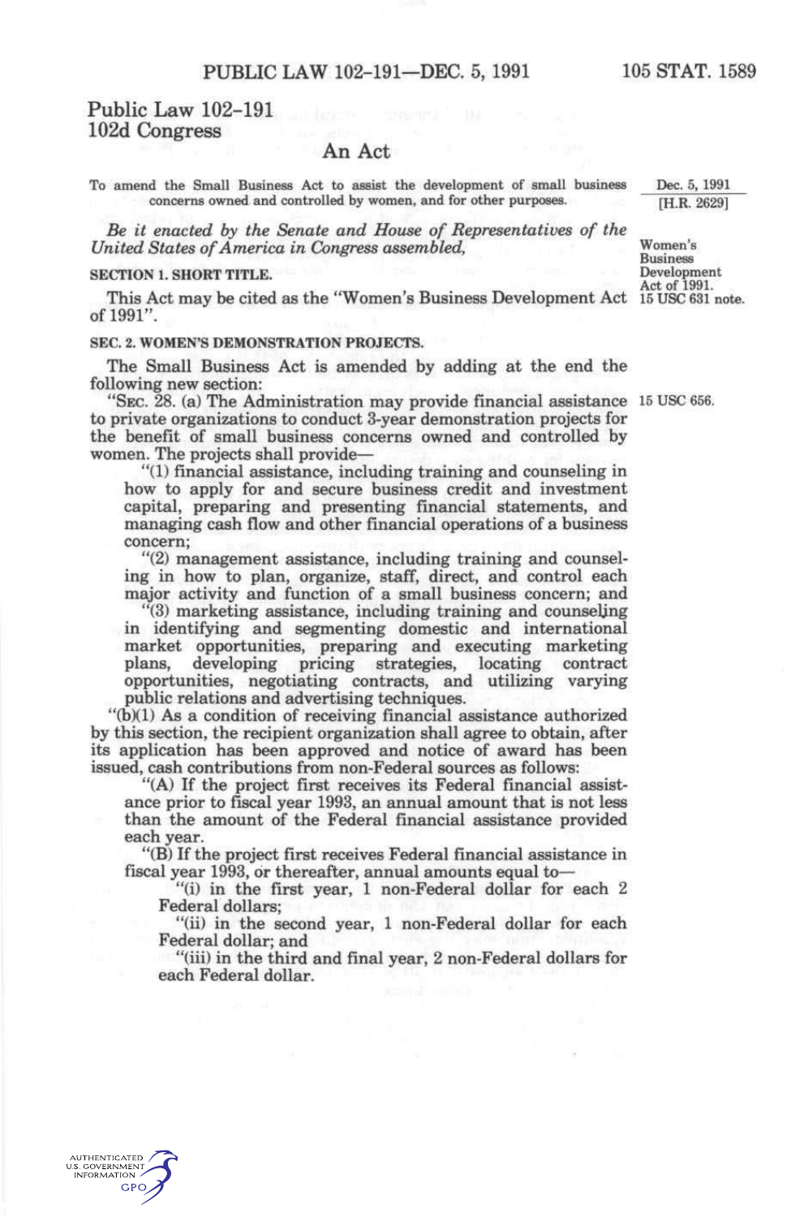# Public Law 102-191
## 102d Congress

### An Act

To amend the Small Business Act to assist the development of small business concerns owned and controlled by women, and for other purposes.

Dec. 5, 1991
[H.R. 2629]

*Be it enacted by the Senate and House of Representatives of the United States of America in Congress assembled,*

Women's Business Development Act of 1991.
15 USC 631 note.

**SECTION 1. SHORT TITLE.**

This Act may be cited as the "Women's Business Development Act of 1991".

**SEC. 2. WOMEN'S DEMONSTRATION PROJECTS.**

The Small Business Act is amended by adding at the end the following new section:

15 USC 656.

"SEC. 28. (a) The Administration may provide financial assistance to private organizations to conduct 3-year demonstration projects for the benefit of small business concerns owned and controlled by women. The projects shall provide—

"(1) financial assistance, including training and counseling in how to apply for and secure business credit and investment capital, preparing and presenting financial statements, and managing cash flow and other financial operations of a business concern;

"(2) management assistance, including training and counseling in how to plan, organize, staff, direct, and control each major activity and function of a small business concern; and

"(3) marketing assistance, including training and counseling in identifying and segmenting domestic and international market opportunities, preparing and executing marketing plans, developing pricing strategies, locating contract opportunities, negotiating contracts, and utilizing varying public relations and advertising techniques.

"(b)(1) As a condition of receiving financial assistance authorized by this section, the recipient organization shall agree to obtain, after its application has been approved and notice of award has been issued, cash contributions from non-Federal sources as follows:

"(A) If the project first receives its Federal financial assistance prior to fiscal year 1993, an annual amount that is not less than the amount of the Federal financial assistance provided each year.

"(B) If the project first receives Federal financial assistance in fiscal year 1993, or thereafter, annual amounts equal to—

"(i) in the first year, 1 non-Federal dollar for each 2 Federal dollars;

"(ii) in the second year, 1 non-Federal dollar for each Federal dollar; and

"(iii) in the third and final year, 2 non-Federal dollars for each Federal dollar.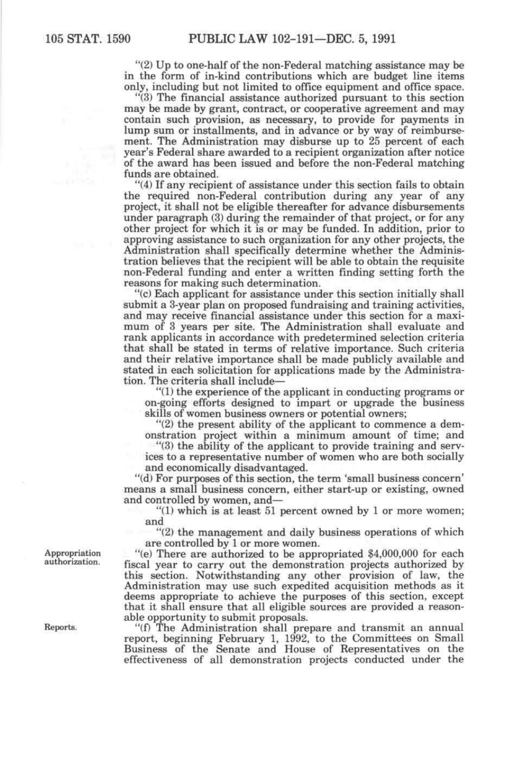"(2) Up to one-half of the non-Federal matching assistance may be in the form of in-kind contributions which are budget line items only, including but not limited to office equipment and office space.

"(3) The financial assistance authorized pursuant to this section may be made by grant, contract, or cooperative agreement and may contain such provision, as necessary, to provide for payments in lump sum or installments, and in advance or by way of reimbursement. The Administration may disburse up to 25 percent of each year's Federal share awarded to a recipient organization after notice of the award has been issued and before the non-Federal matching funds are obtained.

"(4) If any recipient of assistance under this section fails to obtain the required non-Federal contribution during any year of any project, it shall not be eligible thereafter for advance disbursements under paragraph (3) during the remainder of that project, or for any other project for which it is or may be funded. In addition, prior to approving assistance to such organization for any other projects, the Administration shall specifically determine whether the Administration believes that the recipient will be able to obtain the requisite non-Federal funding and enter a written finding setting forth the reasons for making such determination.

"(c) Each applicant for assistance under this section initially shall submit a 3-year plan on proposed fundraising and training activities, and may receive financial assistance under this section for a maximum of 3 years per site. The Administration shall evaluate and rank applicants in accordance with predetermined selection criteria that shall be stated in terms of relative importance. Such criteria and their relative importance shall be made publicly available and stated in each solicitation for applications made by the Administration. The criteria shall include—

"(1) the experience of the applicant in conducting programs or on-going efforts designed to impart or upgrade the business skills of women business owners or potential owners;

"(2) the present ability of the applicant to commence a demonstration project within a minimum amount of time; and

"(3) the ability of the applicant to provide training and services to a representative number of women who are both socially and economically disadvantaged.

"(d) For purposes of this section, the term 'small business concern' means a small business concern, either start-up or existing, owned and controlled by women, and—

"(1) which is at least 51 percent owned by 1 or more women; and

"(2) the management and daily business operations of which are controlled by 1 or more women.

Appropriation authorization.

"(e) There are authorized to be appropriated $4,000,000 for each fiscal year to carry out the demonstration projects authorized by this section. Notwithstanding any other provision of law, the Administration may use such expedited acquisition methods as it deems appropriate to achieve the purposes of this section, except that it shall ensure that all eligible sources are provided a reasonable opportunity to submit proposals.

Reports.

"(f) The Administration shall prepare and transmit an annual report, beginning February 1, 1992, to the Committees on Small Business of the Senate and House of Representatives on the effectiveness of all demonstration projects conducted under the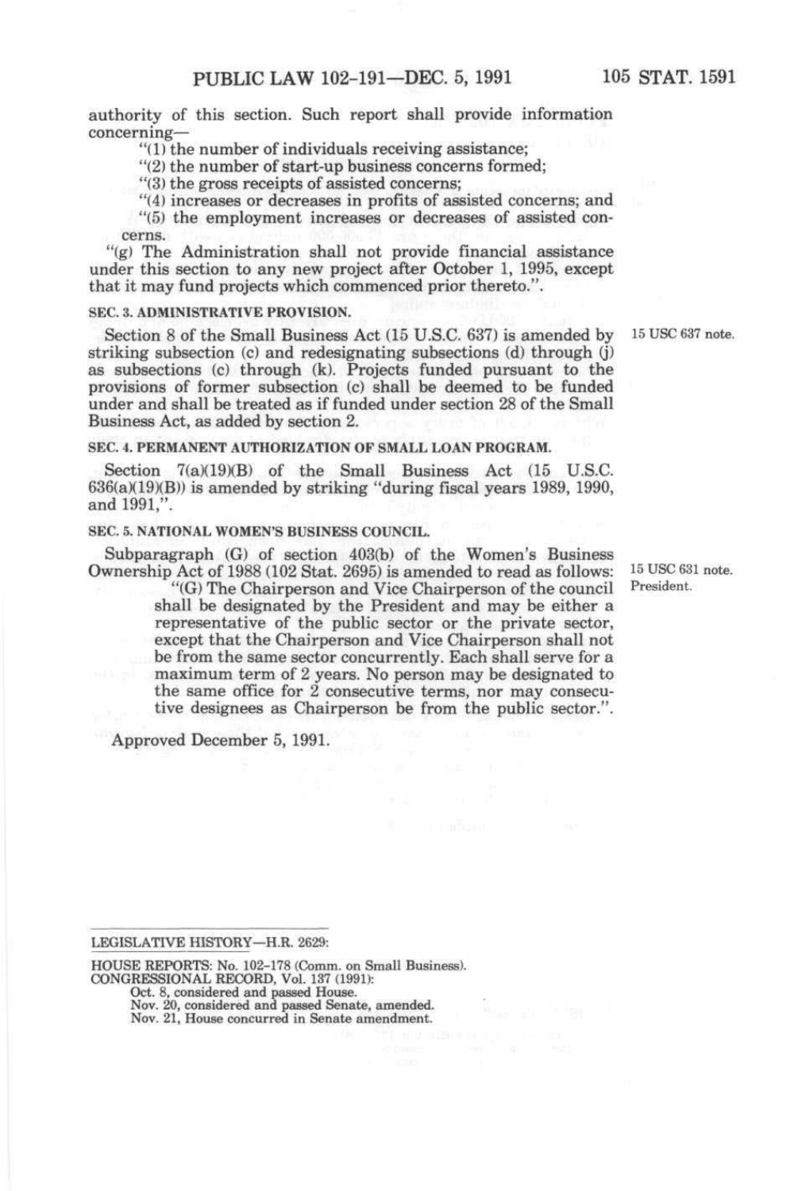authority of this section. Such report shall provide information concerning—

"(1) the number of individuals receiving assistance;

"(2) the number of start-up business concerns formed;

"(3) the gross receipts of assisted concerns;

"(4) increases or decreases in profits of assisted concerns; and

"(5) the employment increases or decreases of assisted concerns.

"(g) The Administration shall not provide financial assistance under this section to any new project after October 1, 1995, except that it may fund projects which commenced prior thereto.".

**SEC. 3. ADMINISTRATIVE PROVISION.**

15 USC 637 note.

Section 8 of the Small Business Act (15 U.S.C. 637) is amended by striking subsection (c) and redesignating subsections (d) through (j) as subsections (c) through (k). Projects funded pursuant to the provisions of former subsection (c) shall be deemed to be funded under and shall be treated as if funded under section 28 of the Small Business Act, as added by section 2.

**SEC. 4. PERMANENT AUTHORIZATION OF SMALL LOAN PROGRAM.**

Section 7(a)(19)(B) of the Small Business Act (15 U.S.C. 636(a)(19)(B)) is amended by striking "during fiscal years 1989, 1990, and 1991,".

**SEC. 5. NATIONAL WOMEN'S BUSINESS COUNCIL.**

15 USC 631 note. President.

Subparagraph (G) of section 403(b) of the Women's Business Ownership Act of 1988 (102 Stat. 2695) is amended to read as follows:

"(G) The Chairperson and Vice Chairperson of the council shall be designated by the President and may be either a representative of the public sector or the private sector, except that the Chairperson and Vice Chairperson shall not be from the same sector concurrently. Each shall serve for a maximum term of 2 years. No person may be designated to the same office for 2 consecutive terms, nor may consecutive designees as Chairperson be from the public sector.".

Approved December 5, 1991.

---

LEGISLATIVE HISTORY—H.R. 2629:

HOUSE REPORTS: No. 102-178 (Comm. on Small Business).
CONGRESSIONAL RECORD, Vol. 137 (1991):
Oct. 8, considered and passed House.
Nov. 20, considered and passed Senate, amended.
Nov. 21, House concurred in Senate amendment.